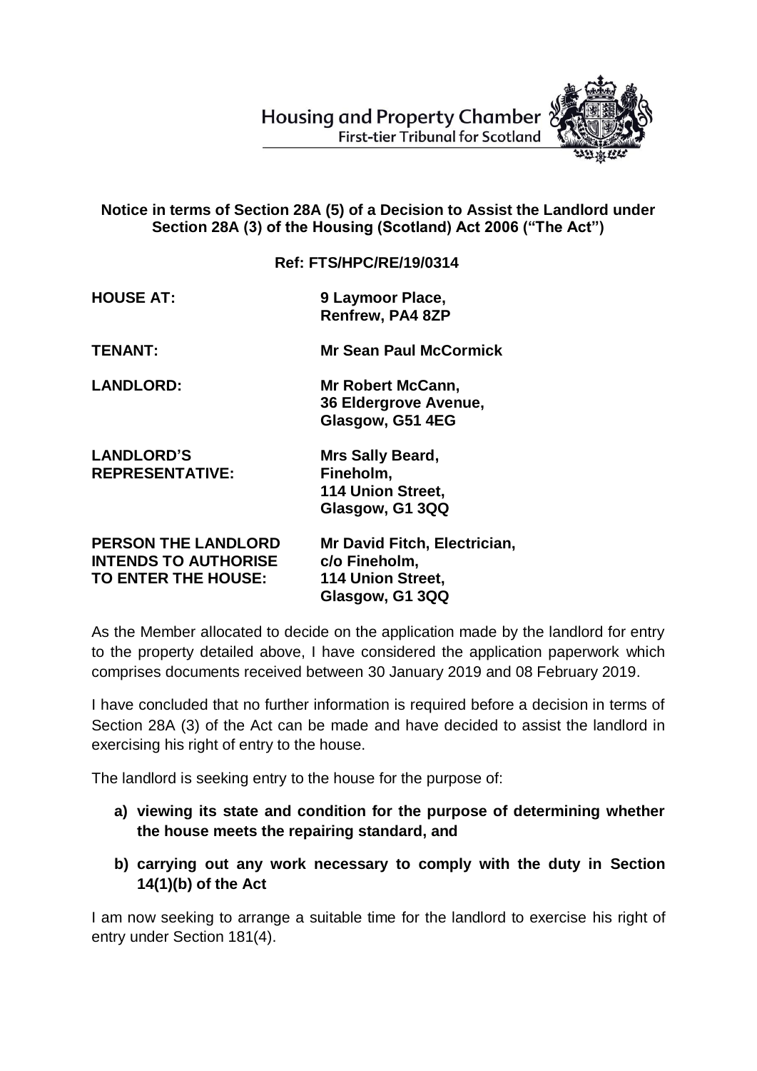Housing and Property Chamber
First-tier Tribunal for Scotland

**Notice in terms of Section 28A (5) of a Decision to Assist the Landlord under Section 28A (3) of the Housing (Scotland) Act 2006 ("The Act")**

**Ref: FTS/HPC/RE/19/0314**

| | |
|---|---|
| **HOUSE AT:** | **9 Laymoor Place, Renfrew, PA4 8ZP** |
| **TENANT:** | **Mr Sean Paul McCormick** |
| **LANDLORD:** | **Mr Robert McCann, 36 Eldergrove Avenue, Glasgow, G51 4EG** |
| **LANDLORD'S REPRESENTATIVE:** | **Mrs Sally Beard, Fineholm, 114 Union Street, Glasgow, G1 3QQ** |
| **PERSON THE LANDLORD INTENDS TO AUTHORISE TO ENTER THE HOUSE:** | **Mr David Fitch, Electrician, c/o Fineholm, 114 Union Street, Glasgow, G1 3QQ** |

As the Member allocated to decide on the application made by the landlord for entry to the property detailed above, I have considered the application paperwork which comprises documents received between 30 January 2019 and 08 February 2019.

I have concluded that no further information is required before a decision in terms of Section 28A (3) of the Act can be made and have decided to assist the landlord in exercising his right of entry to the house.

The landlord is seeking entry to the house for the purpose of:

- **a) viewing its state and condition for the purpose of determining whether the house meets the repairing standard, and**
- **b) carrying out any work necessary to comply with the duty in Section 14(1)(b) of the Act**

I am now seeking to arrange a suitable time for the landlord to exercise his right of entry under Section 181(4).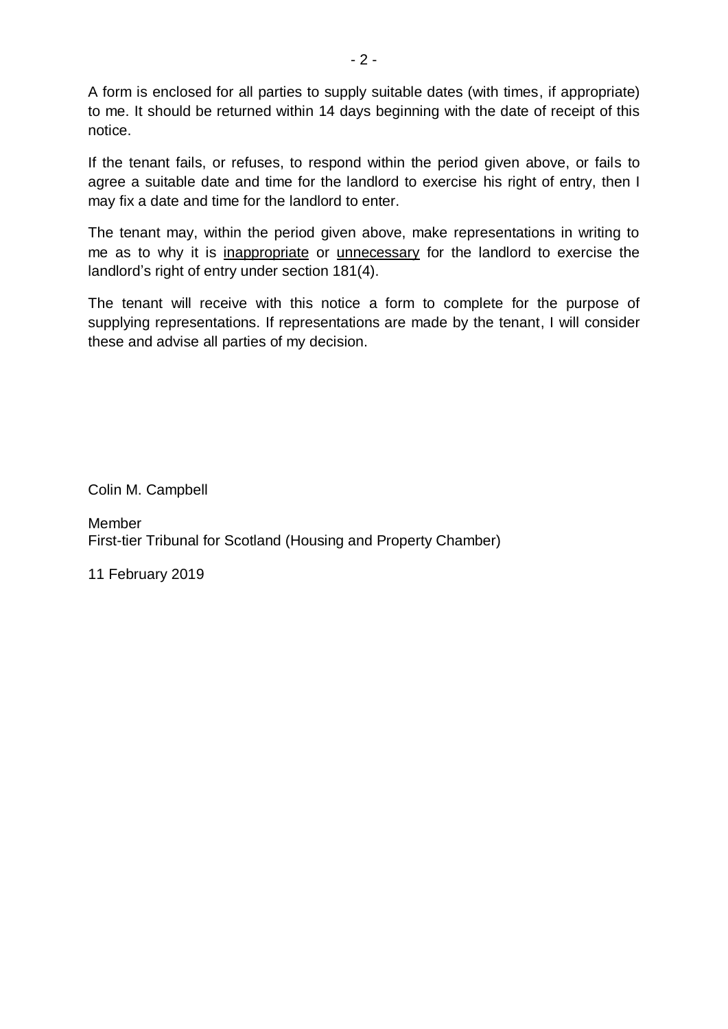A form is enclosed for all parties to supply suitable dates (with times, if appropriate) to me. It should be returned within 14 days beginning with the date of receipt of this notice.

If the tenant fails, or refuses, to respond within the period given above, or fails to agree a suitable date and time for the landlord to exercise his right of entry, then I may fix a date and time for the landlord to enter.

The tenant may, within the period given above, make representations in writing to me as to why it is <u>inappropriate</u> or <u>unnecessary</u> for the landlord to exercise the landlord's right of entry under section 181(4).

The tenant will receive with this notice a form to complete for the purpose of supplying representations. If representations are made by the tenant, I will consider these and advise all parties of my decision.

Colin M. Campbell

Member
First-tier Tribunal for Scotland (Housing and Property Chamber)

11 February 2019